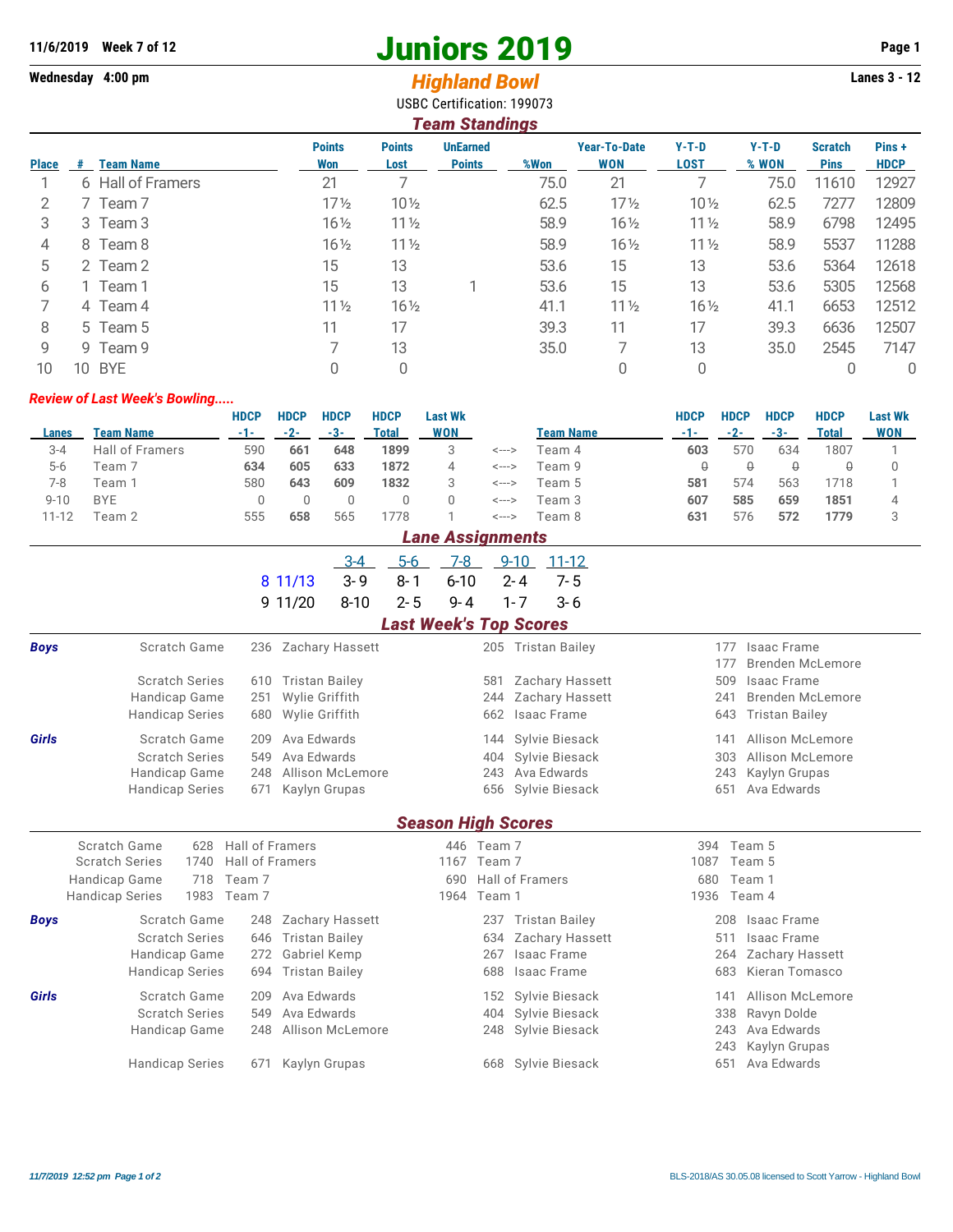11/6/2019 Week 7 of 12

Wednesday 4:00 pm

# Juniors 2019

## *Highland Bowl*

USBC Certification: 199073

Lanes 3 - 12

### *Team Standings*

| Place | # | Team Name | Points Won | Points Lost | UnEarned Points | %Won | Year-To-Date WON | Y-T-D LOST | Y-T-D % WON | Scratch Pins | Pins + HDCP |
|---|---|---|---|---|---|---|---|---|---|---|---|
| 1 | 6 | Hall of Framers | 21 | 7 | | 75.0 | 21 | 7 | 75.0 | 11610 | 12927 |
| 2 | 7 | Team 7 | 17½ | 10½ | | 62.5 | 17½ | 10½ | 62.5 | 7277 | 12809 |
| 3 | 3 | Team 3 | 16½ | 11½ | | 58.9 | 16½ | 11½ | 58.9 | 6798 | 12495 |
| 4 | 8 | Team 8 | 16½ | 11½ | | 58.9 | 16½ | 11½ | 58.9 | 5537 | 11288 |
| 5 | 2 | Team 2 | 15 | 13 | | 53.6 | 15 | 13 | 53.6 | 5364 | 12618 |
| 6 | 1 | Team 1 | 15 | 13 | 1 | 53.6 | 15 | 13 | 53.6 | 5305 | 12568 |
| 7 | 4 | Team 4 | 11½ | 16½ | | 41.1 | 11½ | 16½ | 41.1 | 6653 | 12512 |
| 8 | 5 | Team 5 | 11 | 17 | | 39.3 | 11 | 17 | 39.3 | 6636 | 12507 |
| 9 | 9 | Team 9 | 7 | 13 | | 35.0 | 7 | 13 | 35.0 | 2545 | 7147 |
| 10 | 10 | BYE | 0 | 0 | | | 0 | 0 | | 0 | 0 |

### *Review of Last Week's Bowling.....*

| Lanes | Team Name | HDCP -1- | HDCP -2- | HDCP -3- | HDCP Total | Last Wk WON | | Team Name | HDCP -1- | HDCP -2- | HDCP -3- | HDCP Total | Last Wk WON |
|---|---|---|---|---|---|---|---|---|---|---|---|---|---|
| 3-4 | Hall of Framers | 590 | **661** | **648** | **1899** | 3 | <---> | Team 4 | **603** | 570 | 634 | 1807 | 1 |
| 5-6 | Team 7 | **634** | **605** | **633** | **1872** | 4 | <---> | Team 9 | ~~0~~ | ~~0~~ | ~~0~~ | ~~0~~ | 0 |
| 7-8 | Team 1 | 580 | **643** | **609** | **1832** | 3 | <---> | Team 5 | **581** | 574 | 563 | 1718 | 1 |
| 9-10 | BYE | 0 | 0 | 0 | 0 | 0 | <---> | Team 3 | **607** | **585** | **659** | **1851** | 4 |
| 11-12 | Team 2 | 555 | **658** | 565 | 1778 | 1 | <---> | Team 8 | **631** | 576 | **572** | **1779** | 3 |

### *Lane Assignments*

| | | 3-4 | 5-6 | 7-8 | 9-10 | 11-12 |
|---|---|---|---|---|---|---|
| 8 | 11/13 | 3- 9 | 8- 1 | 6-10 | 2- 4 | 7- 5 |
| 9 | 11/20 | 8-10 | 2- 5 | 9- 4 | 1- 7 | 3- 6 |

### *Last Week's Top Scores*

| | | | | | | | |
|---|---|---|---|---|---|---|---|
| **Boys** | Scratch Game | 236 | Zachary Hassett | 205 | Tristan Bailey | 177 | Isaac Frame |
| | | | | | | 177 | Brenden McLemore |
| | Scratch Series | 610 | Tristan Bailey | 581 | Zachary Hassett | 509 | Isaac Frame |
| | Handicap Game | 251 | Wylie Griffith | 244 | Zachary Hassett | 241 | Brenden McLemore |
| | Handicap Series | 680 | Wylie Griffith | 662 | Isaac Frame | 643 | Tristan Bailey |
| **Girls** | Scratch Game | 209 | Ava Edwards | 144 | Sylvie Biesack | 141 | Allison McLemore |
| | Scratch Series | 549 | Ava Edwards | 404 | Sylvie Biesack | 303 | Allison McLemore |
| | Handicap Game | 248 | Allison McLemore | 243 | Ava Edwards | 243 | Kaylyn Grupas |
| | Handicap Series | 671 | Kaylyn Grupas | 656 | Sylvie Biesack | 651 | Ava Edwards |

### *Season High Scores*

| | | | | | | |
|---|---|---|---|---|---|---|
| Scratch Game | 628 | Hall of Framers | 446 | Team 7 | 394 | Team 5 |
| Scratch Series | 1740 | Hall of Framers | 1167 | Team 7 | 1087 | Team 5 |
| Handicap Game | 718 | Team 7 | 690 | Hall of Framers | 680 | Team 1 |
| Handicap Series | 1983 | Team 7 | 1964 | Team 1 | 1936 | Team 4 |

| | | | | | | | |
|---|---|---|---|---|---|---|---|
| **Boys** | Scratch Game | 248 | Zachary Hassett | 237 | Tristan Bailey | 208 | Isaac Frame |
| | Scratch Series | 646 | Tristan Bailey | 634 | Zachary Hassett | 511 | Isaac Frame |
| | Handicap Game | 272 | Gabriel Kemp | 267 | Isaac Frame | 264 | Zachary Hassett |
| | Handicap Series | 694 | Tristan Bailey | 688 | Isaac Frame | 683 | Kieran Tomasco |
| **Girls** | Scratch Game | 209 | Ava Edwards | 152 | Sylvie Biesack | 141 | Allison McLemore |
| | Scratch Series | 549 | Ava Edwards | 404 | Sylvie Biesack | 338 | Ravyn Dolde |
| | Handicap Game | 248 | Allison McLemore | 248 | Sylvie Biesack | 243 | Ava Edwards |
| | | | | | | 243 | Kaylyn Grupas |
| | Handicap Series | 671 | Kaylyn Grupas | 668 | Sylvie Biesack | 651 | Ava Edwards |

*11/7/2019 12:52 pm*

BLS-2018/AS 30.05.08 licensed to Scott Yarrow - Highland Bowl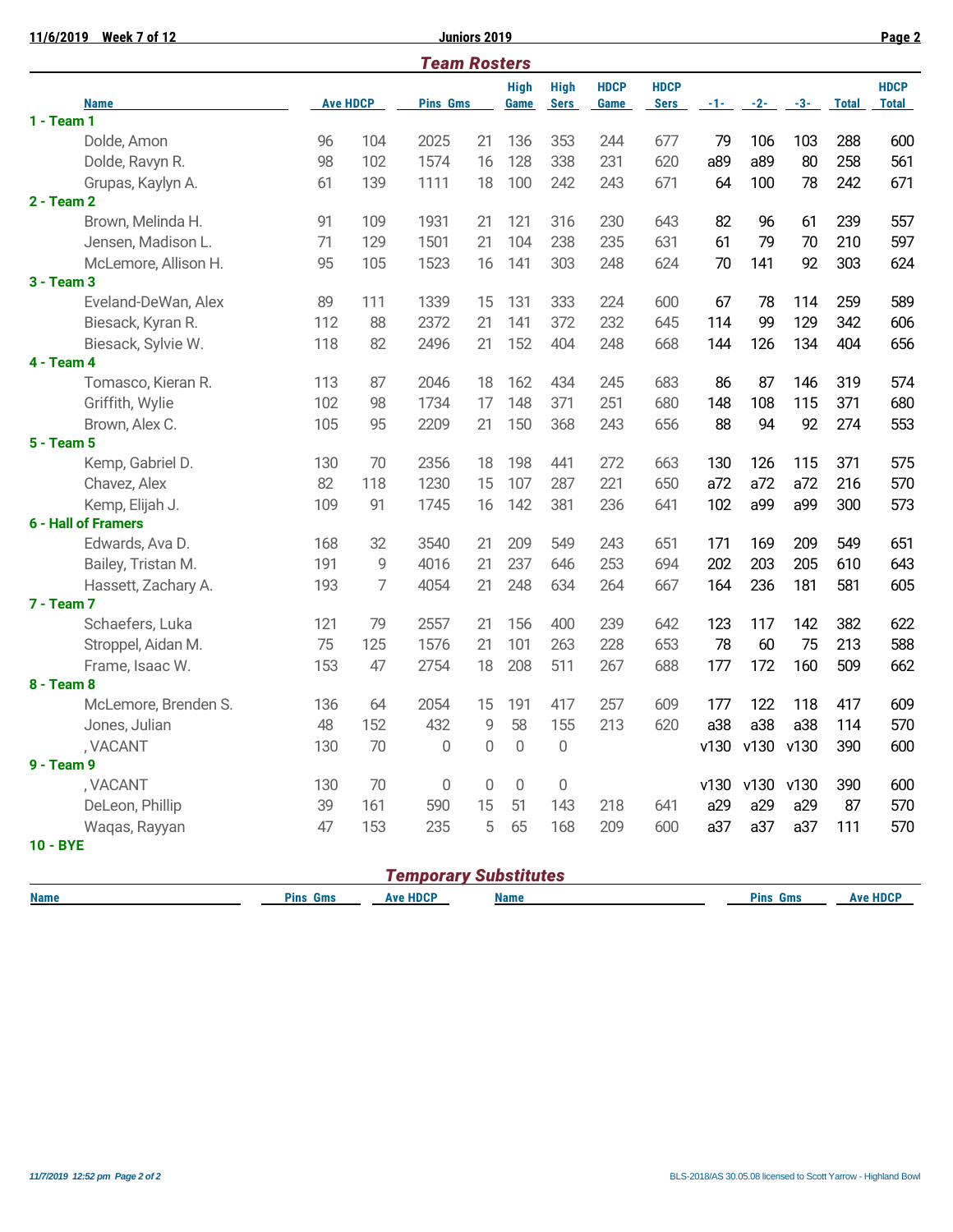## Team Rosters

| Name | Ave | HDCP | Pins | Gms | High Game | High Sers | HDCP Game | HDCP Sers | -1- | -2- | -3- | Total | HDCP Total |
|---|---|---|---|---|---|---|---|---|---|---|---|---|---|
| **1 - Team 1** | | | | | | | | | | | | | |
| Dolde, Amon | 96 | 104 | 2025 | 21 | 136 | 353 | 244 | 677 | 79 | 106 | 103 | 288 | 600 |
| Dolde, Ravyn R. | 98 | 102 | 1574 | 16 | 128 | 338 | 231 | 620 | a89 | a89 | 80 | 258 | 561 |
| Grupas, Kaylyn A. | 61 | 139 | 1111 | 18 | 100 | 242 | 243 | 671 | 64 | 100 | 78 | 242 | 671 |
| **2 - Team 2** | | | | | | | | | | | | | |
| Brown, Melinda H. | 91 | 109 | 1931 | 21 | 121 | 316 | 230 | 643 | 82 | 96 | 61 | 239 | 557 |
| Jensen, Madison L. | 71 | 129 | 1501 | 21 | 104 | 238 | 235 | 631 | 61 | 79 | 70 | 210 | 597 |
| McLemore, Allison H. | 95 | 105 | 1523 | 16 | 141 | 303 | 248 | 624 | 70 | 141 | 92 | 303 | 624 |
| **3 - Team 3** | | | | | | | | | | | | | |
| Eveland-DeWan, Alex | 89 | 111 | 1339 | 15 | 131 | 333 | 224 | 600 | 67 | 78 | 114 | 259 | 589 |
| Biesack, Kyran R. | 112 | 88 | 2372 | 21 | 141 | 372 | 232 | 645 | 114 | 99 | 129 | 342 | 606 |
| Biesack, Sylvie W. | 118 | 82 | 2496 | 21 | 152 | 404 | 248 | 668 | 144 | 126 | 134 | 404 | 656 |
| **4 - Team 4** | | | | | | | | | | | | | |
| Tomasco, Kieran R. | 113 | 87 | 2046 | 18 | 162 | 434 | 245 | 683 | 86 | 87 | 146 | 319 | 574 |
| Griffith, Wylie | 102 | 98 | 1734 | 17 | 148 | 371 | 251 | 680 | 148 | 108 | 115 | 371 | 680 |
| Brown, Alex C. | 105 | 95 | 2209 | 21 | 150 | 368 | 243 | 656 | 88 | 94 | 92 | 274 | 553 |
| **5 - Team 5** | | | | | | | | | | | | | |
| Kemp, Gabriel D. | 130 | 70 | 2356 | 18 | 198 | 441 | 272 | 663 | 130 | 126 | 115 | 371 | 575 |
| Chavez, Alex | 82 | 118 | 1230 | 15 | 107 | 287 | 221 | 650 | a72 | a72 | a72 | 216 | 570 |
| Kemp, Elijah J. | 109 | 91 | 1745 | 16 | 142 | 381 | 236 | 641 | 102 | a99 | a99 | 300 | 573 |
| **6 - Hall of Framers** | | | | | | | | | | | | | |
| Edwards, Ava D. | 168 | 32 | 3540 | 21 | 209 | 549 | 243 | 651 | 171 | 169 | 209 | 549 | 651 |
| Bailey, Tristan M. | 191 | 9 | 4016 | 21 | 237 | 646 | 253 | 694 | 202 | 203 | 205 | 610 | 643 |
| Hassett, Zachary A. | 193 | 7 | 4054 | 21 | 248 | 634 | 264 | 667 | 164 | 236 | 181 | 581 | 605 |
| **7 - Team 7** | | | | | | | | | | | | | |
| Schaefers, Luka | 121 | 79 | 2557 | 21 | 156 | 400 | 239 | 642 | 123 | 117 | 142 | 382 | 622 |
| Stroppel, Aidan M. | 75 | 125 | 1576 | 21 | 101 | 263 | 228 | 653 | 78 | 60 | 75 | 213 | 588 |
| Frame, Isaac W. | 153 | 47 | 2754 | 18 | 208 | 511 | 267 | 688 | 177 | 172 | 160 | 509 | 662 |
| **8 - Team 8** | | | | | | | | | | | | | |
| McLemore, Brenden S. | 136 | 64 | 2054 | 15 | 191 | 417 | 257 | 609 | 177 | 122 | 118 | 417 | 609 |
| Jones, Julian | 48 | 152 | 432 | 9 | 58 | 155 | 213 | 620 | a38 | a38 | a38 | 114 | 570 |
| , VACANT | 130 | 70 | 0 | 0 | 0 | 0 | | | v130 | v130 | v130 | 390 | 600 |
| **9 - Team 9** | | | | | | | | | | | | | |
| , VACANT | 130 | 70 | 0 | 0 | 0 | 0 | | | v130 | v130 | v130 | 390 | 600 |
| DeLeon, Phillip | 39 | 161 | 590 | 15 | 51 | 143 | 218 | 641 | a29 | a29 | a29 | 87 | 570 |
| Waqas, Rayyan | 47 | 153 | 235 | 5 | 65 | 168 | 209 | 600 | a37 | a37 | a37 | 111 | 570 |
| **10 - BYE** | | | | | | | | | | | | | |

## Temporary Substitutes

| Name | Pins | Gms | Ave | HDCP | Name | Pins | Gms | Ave | HDCP |
|---|---|---|---|---|---|---|---|---|---|